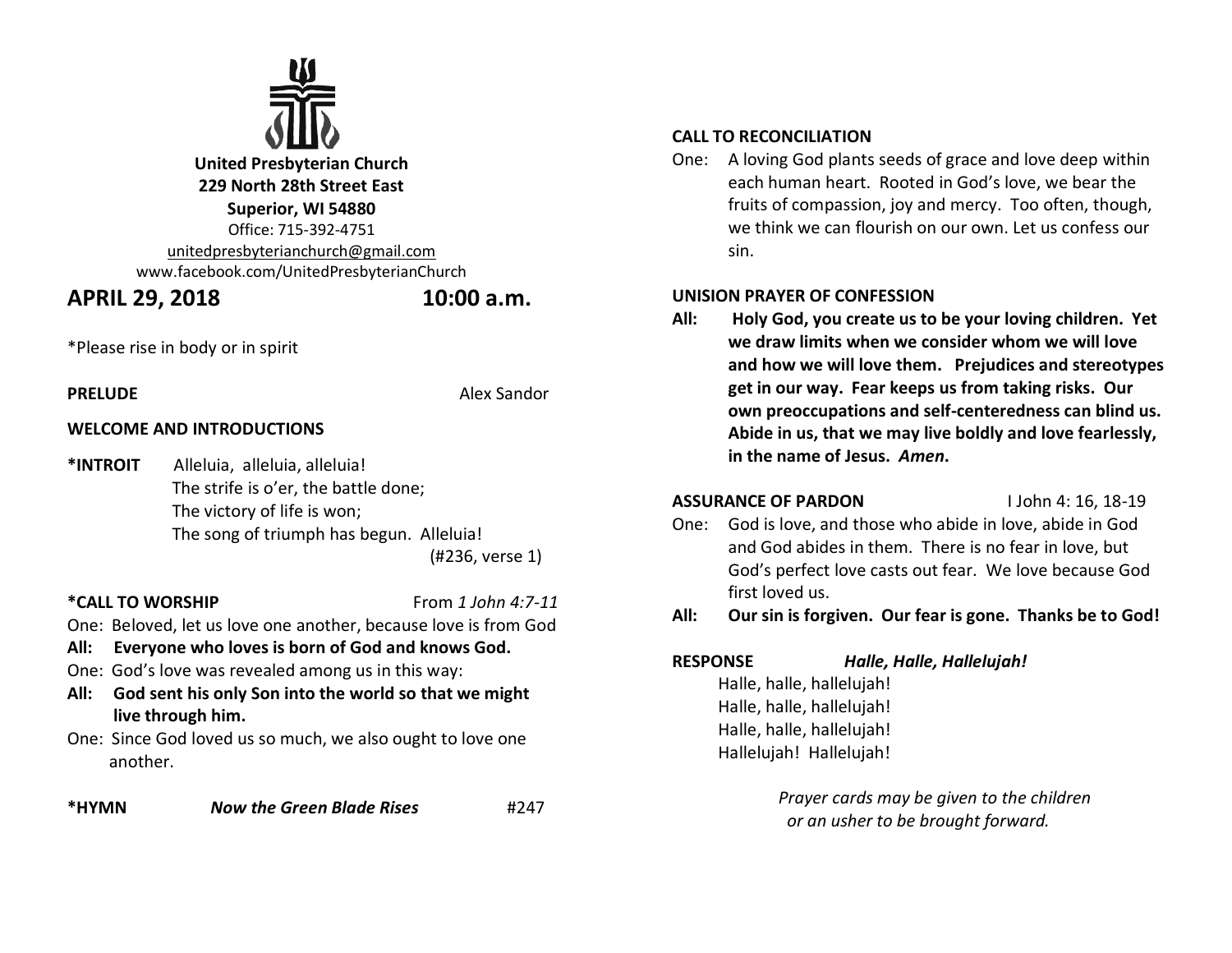**United Presbyterian Church**
**229 North 28th Street East**
**Superior, WI 54880**
Office: 715-392-4751
unitedpresbyterianchurch@gmail.com
www.facebook.com/UnitedPresbyterianChurch

## APRIL 29, 2018 10:00 a.m.

*Please rise in body or in spirit

**PRELUDE** Alex Sandor

**WELCOME AND INTRODUCTIONS**

**\*INTROIT** Alleluia, alleluia, alleluia!
The strife is o'er, the battle done;
The victory of life is won;
The song of triumph has begun. Alleluia!
(#236, verse 1)

**\*CALL TO WORSHIP** From *1 John 4:7-11*

One: Beloved, let us love one another, because love is from God
**All: Everyone who loves is born of God and knows God.**
One: God's love was revealed among us in this way:
**All: God sent his only Son into the world so that we might live through him.**
One: Since God loved us so much, we also ought to love one another.

**\*HYMN** ***Now the Green Blade Rises*** #247

**CALL TO RECONCILIATION**

One: A loving God plants seeds of grace and love deep within each human heart. Rooted in God's love, we bear the fruits of compassion, joy and mercy. Too often, though, we think we can flourish on our own. Let us confess our sin.

**UNISION PRAYER OF CONFESSION**

**All: Holy God, you create us to be your loving children. Yet we draw limits when we consider whom we will love and how we will love them. Prejudices and stereotypes get in our way. Fear keeps us from taking risks. Our own preoccupations and self-centeredness can blind us. Abide in us, that we may live boldly and love fearlessly, in the name of Jesus. *Amen*.**

**ASSURANCE OF PARDON** I John 4: 16, 18-19

One: God is love, and those who abide in love, abide in God and God abides in them. There is no fear in love, but God's perfect love casts out fear. We love because God first loved us.
**All: Our sin is forgiven. Our fear is gone. Thanks be to God!**

**RESPONSE** ***Halle, Halle, Hallelujah!***

Halle, halle, hallelujah!
Halle, halle, hallelujah!
Halle, halle, hallelujah!
Hallelujah! Hallelujah!

*Prayer cards may be given to the children or an usher to be brought forward.*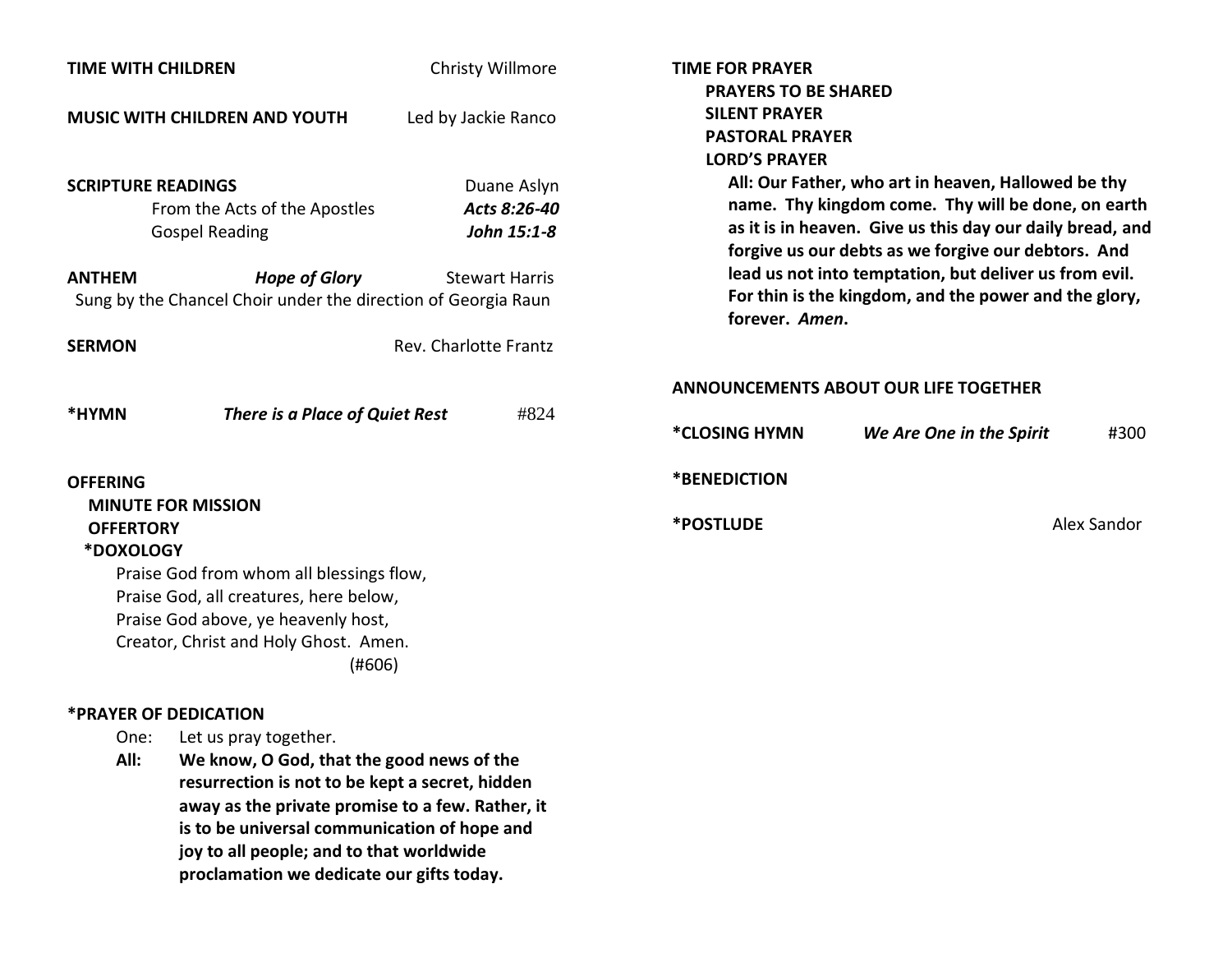**TIME WITH CHILDREN** Christy Willmore

**MUSIC WITH CHILDREN AND YOUTH** Led by Jackie Ranco

**SCRIPTURE READINGS** Duane Aslyn

From the Acts of the Apostles ***Acts 8:26-40***

Gospel Reading ***John 15:1-8***

**ANTHEM** ***Hope of Glory*** Stewart Harris

Sung by the Chancel Choir under the direction of Georgia Raun

**SERMON** Rev. Charlotte Frantz

**\*HYMN** ***There is a Place of Quiet Rest*** #824

**OFFERING**

**MINUTE FOR MISSION**

**OFFERTORY**

**\*DOXOLOGY**

Praise God from whom all blessings flow,
Praise God, all creatures, here below,
Praise God above, ye heavenly host,
Creator, Christ and Holy Ghost. Amen.
(#606)

**\*PRAYER OF DEDICATION**

One: Let us pray together.

**All: We know, O God, that the good news of the resurrection is not to be kept a secret, hidden away as the private promise to a few. Rather, it is to be universal communication of hope and joy to all people; and to that worldwide proclamation we dedicate our gifts today.**

**TIME FOR PRAYER**

**PRAYERS TO BE SHARED**

**SILENT PRAYER**

**PASTORAL PRAYER**

**LORD'S PRAYER**

**All: Our Father, who art in heaven, Hallowed be thy name. Thy kingdom come. Thy will be done, on earth as it is in heaven. Give us this day our daily bread, and forgive us our debts as we forgive our debtors. And lead us not into temptation, but deliver us from evil. For thin is the kingdom, and the power and the glory, forever. *Amen*.**

**ANNOUNCEMENTS ABOUT OUR LIFE TOGETHER**

**\*CLOSING HYMN** ***We Are One in the Spirit*** #300

**\*BENEDICTION**

**\*POSTLUDE** Alex Sandor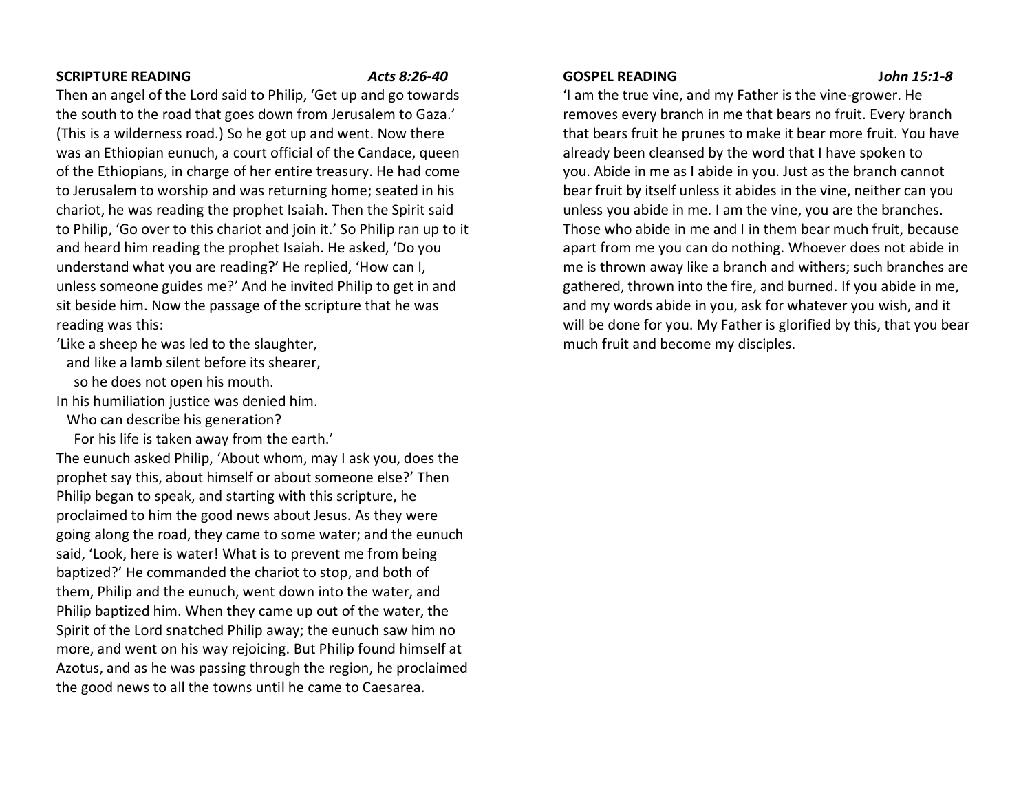**SCRIPTURE READING** *Acts 8:26-40*

Then an angel of the Lord said to Philip, 'Get up and go towards the south to the road that goes down from Jerusalem to Gaza.' (This is a wilderness road.) So he got up and went. Now there was an Ethiopian eunuch, a court official of the Candace, queen of the Ethiopians, in charge of her entire treasury. He had come to Jerusalem to worship and was returning home; seated in his chariot, he was reading the prophet Isaiah. Then the Spirit said to Philip, 'Go over to this chariot and join it.' So Philip ran up to it and heard him reading the prophet Isaiah. He asked, 'Do you understand what you are reading?' He replied, 'How can I, unless someone guides me?' And he invited Philip to get in and sit beside him. Now the passage of the scripture that he was reading was this:

'Like a sheep he was led to the slaughter,  
  and like a lamb silent before its shearer,  
    so he does not open his mouth.  
In his humiliation justice was denied him.  
  Who can describe his generation?  
    For his life is taken away from the earth.'

The eunuch asked Philip, 'About whom, may I ask you, does the prophet say this, about himself or about someone else?' Then Philip began to speak, and starting with this scripture, he proclaimed to him the good news about Jesus. As they were going along the road, they came to some water; and the eunuch said, 'Look, here is water! What is to prevent me from being baptized?' He commanded the chariot to stop, and both of them, Philip and the eunuch, went down into the water, and Philip baptized him. When they came up out of the water, the Spirit of the Lord snatched Philip away; the eunuch saw him no more, and went on his way rejoicing. But Philip found himself at Azotus, and as he was passing through the region, he proclaimed the good news to all the towns until he came to Caesarea.

**GOSPEL READING** *John 15:1-8*

'I am the true vine, and my Father is the vine-grower. He removes every branch in me that bears no fruit. Every branch that bears fruit he prunes to make it bear more fruit. You have already been cleansed by the word that I have spoken to you. Abide in me as I abide in you. Just as the branch cannot bear fruit by itself unless it abides in the vine, neither can you unless you abide in me. I am the vine, you are the branches. Those who abide in me and I in them bear much fruit, because apart from me you can do nothing. Whoever does not abide in me is thrown away like a branch and withers; such branches are gathered, thrown into the fire, and burned. If you abide in me, and my words abide in you, ask for whatever you wish, and it will be done for you. My Father is glorified by this, that you bear much fruit and become my disciples.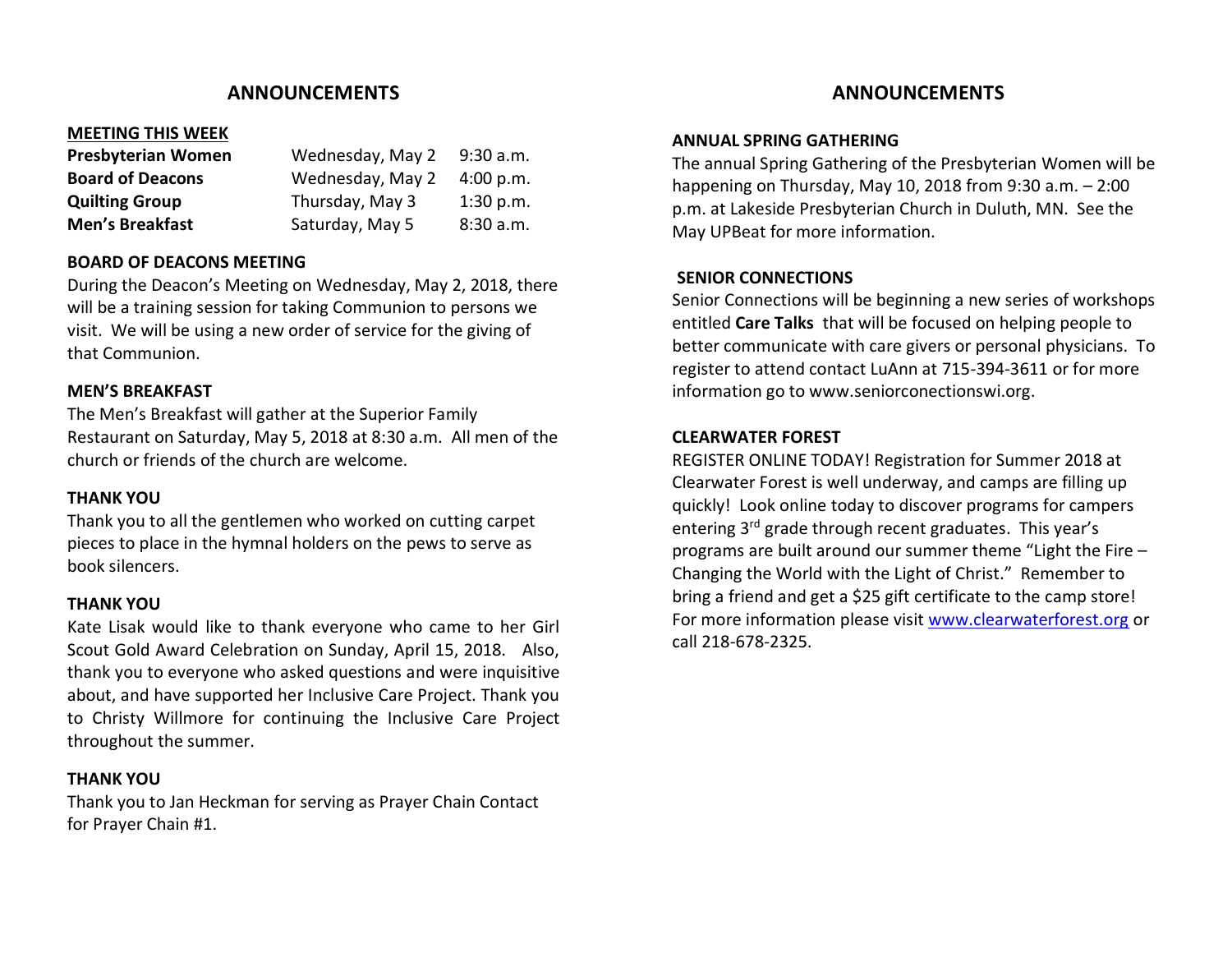## ANNOUNCEMENTS

**MEETING THIS WEEK**

| | | |
|---|---|---|
| **Presbyterian Women** | Wednesday, May 2 | 9:30 a.m. |
| **Board of Deacons** | Wednesday, May 2 | 4:00 p.m. |
| **Quilting Group** | Thursday, May 3 | 1:30 p.m. |
| **Men's Breakfast** | Saturday, May 5 | 8:30 a.m. |

**BOARD OF DEACONS MEETING**

During the Deacon's Meeting on Wednesday, May 2, 2018, there will be a training session for taking Communion to persons we visit. We will be using a new order of service for the giving of that Communion.

**MEN'S BREAKFAST**

The Men's Breakfast will gather at the Superior Family Restaurant on Saturday, May 5, 2018 at 8:30 a.m. All men of the church or friends of the church are welcome.

**THANK YOU**

Thank you to all the gentlemen who worked on cutting carpet pieces to place in the hymnal holders on the pews to serve as book silencers.

**THANK YOU**

Kate Lisak would like to thank everyone who came to her Girl Scout Gold Award Celebration on Sunday, April 15, 2018. Also, thank you to everyone who asked questions and were inquisitive about, and have supported her Inclusive Care Project. Thank you to Christy Willmore for continuing the Inclusive Care Project throughout the summer.

**THANK YOU**

Thank you to Jan Heckman for serving as Prayer Chain Contact for Prayer Chain #1.

## ANNOUNCEMENTS

**ANNUAL SPRING GATHERING**

The annual Spring Gathering of the Presbyterian Women will be happening on Thursday, May 10, 2018 from 9:30 a.m. – 2:00 p.m. at Lakeside Presbyterian Church in Duluth, MN. See the May UPBeat for more information.

**SENIOR CONNECTIONS**

Senior Connections will be beginning a new series of workshops entitled **Care Talks** that will be focused on helping people to better communicate with care givers or personal physicians. To register to attend contact LuAnn at 715-394-3611 or for more information go to www.seniorconectionswi.org.

**CLEARWATER FOREST**

REGISTER ONLINE TODAY! Registration for Summer 2018 at Clearwater Forest is well underway, and camps are filling up quickly! Look online today to discover programs for campers entering 3rd grade through recent graduates. This year's programs are built around our summer theme "Light the Fire – Changing the World with the Light of Christ." Remember to bring a friend and get a $25 gift certificate to the camp store! For more information please visit www.clearwaterforest.org or call 218-678-2325.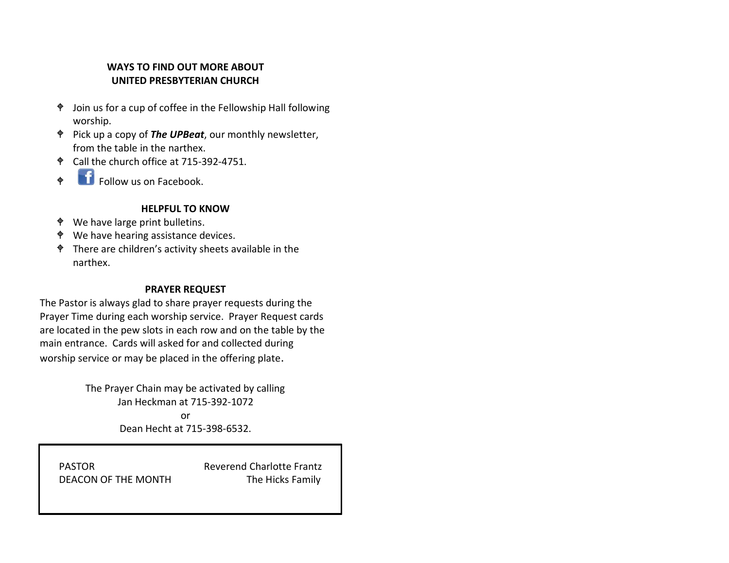## WAYS TO FIND OUT MORE ABOUT UNITED PRESBYTERIAN CHURCH

- Join us for a cup of coffee in the Fellowship Hall following worship.
- Pick up a copy of ***The UPBeat***, our monthly newsletter, from the table in the narthex.
- Call the church office at 715-392-4751.
- Follow us on Facebook.

## HELPFUL TO KNOW

- We have large print bulletins.
- We have hearing assistance devices.
- There are children's activity sheets available in the narthex.

## PRAYER REQUEST

The Pastor is always glad to share prayer requests during the Prayer Time during each worship service. Prayer Request cards are located in the pew slots in each row and on the table by the main entrance. Cards will asked for and collected during worship service or may be placed in the offering plate.

The Prayer Chain may be activated by calling
Jan Heckman at 715-392-1072
or
Dean Hecht at 715-398-6532.

| | |
|---|---|
| PASTOR | Reverend Charlotte Frantz |
| DEACON OF THE MONTH | The Hicks Family |